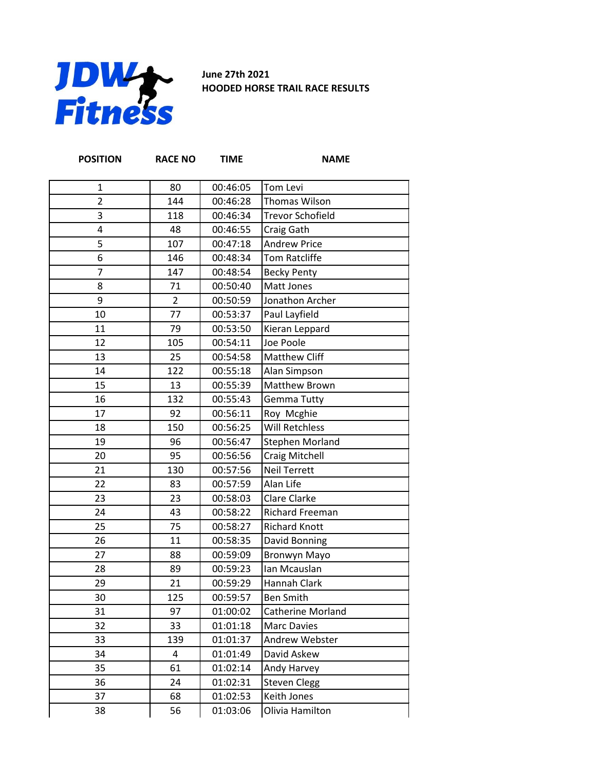JDW Fitness

**June 27th 2021**
**HOODED HORSE TRAIL RACE RESULTS**

| POSITION | RACE NO | TIME | NAME |
|---|---|---|---|
| 1 | 80 | 00:46:05 | Tom Levi |
| 2 | 144 | 00:46:28 | Thomas Wilson |
| 3 | 118 | 00:46:34 | Trevor Schofield |
| 4 | 48 | 00:46:55 | Craig Gath |
| 5 | 107 | 00:47:18 | Andrew Price |
| 6 | 146 | 00:48:34 | Tom Ratcliffe |
| 7 | 147 | 00:48:54 | Becky Penty |
| 8 | 71 | 00:50:40 | Matt Jones |
| 9 | 2 | 00:50:59 | Jonathon Archer |
| 10 | 77 | 00:53:37 | Paul Layfield |
| 11 | 79 | 00:53:50 | Kieran Leppard |
| 12 | 105 | 00:54:11 | Joe Poole |
| 13 | 25 | 00:54:58 | Matthew Cliff |
| 14 | 122 | 00:55:18 | Alan Simpson |
| 15 | 13 | 00:55:39 | Matthew Brown |
| 16 | 132 | 00:55:43 | Gemma Tutty |
| 17 | 92 | 00:56:11 | Roy Mcghie |
| 18 | 150 | 00:56:25 | Will Retchless |
| 19 | 96 | 00:56:47 | Stephen Morland |
| 20 | 95 | 00:56:56 | Craig Mitchell |
| 21 | 130 | 00:57:56 | Neil Terrett |
| 22 | 83 | 00:57:59 | Alan Life |
| 23 | 23 | 00:58:03 | Clare Clarke |
| 24 | 43 | 00:58:22 | Richard Freeman |
| 25 | 75 | 00:58:27 | Richard Knott |
| 26 | 11 | 00:58:35 | David Bonning |
| 27 | 88 | 00:59:09 | Bronwyn Mayo |
| 28 | 89 | 00:59:23 | Ian Mcauslan |
| 29 | 21 | 00:59:29 | Hannah Clark |
| 30 | 125 | 00:59:57 | Ben Smith |
| 31 | 97 | 01:00:02 | Catherine Morland |
| 32 | 33 | 01:01:18 | Marc Davies |
| 33 | 139 | 01:01:37 | Andrew Webster |
| 34 | 4 | 01:01:49 | David Askew |
| 35 | 61 | 01:02:14 | Andy Harvey |
| 36 | 24 | 01:02:31 | Steven Clegg |
| 37 | 68 | 01:02:53 | Keith Jones |
| 38 | 56 | 01:03:06 | Olivia Hamilton |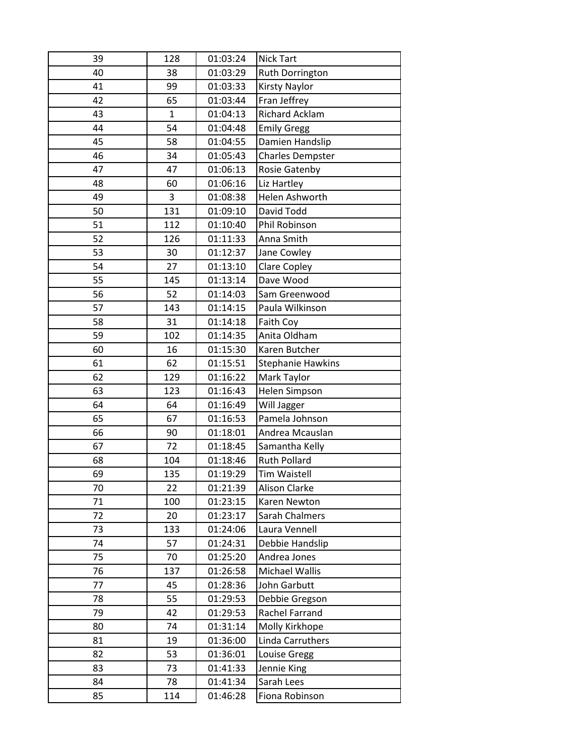| 39 | 128 | 01:03:24 | Nick Tart |
|---|---|---|---|
| 40 | 38 | 01:03:29 | Ruth Dorrington |
| 41 | 99 | 01:03:33 | Kirsty Naylor |
| 42 | 65 | 01:03:44 | Fran Jeffrey |
| 43 | 1 | 01:04:13 | Richard Acklam |
| 44 | 54 | 01:04:48 | Emily Gregg |
| 45 | 58 | 01:04:55 | Damien Handslip |
| 46 | 34 | 01:05:43 | Charles Dempster |
| 47 | 47 | 01:06:13 | Rosie Gatenby |
| 48 | 60 | 01:06:16 | Liz Hartley |
| 49 | 3 | 01:08:38 | Helen Ashworth |
| 50 | 131 | 01:09:10 | David Todd |
| 51 | 112 | 01:10:40 | Phil Robinson |
| 52 | 126 | 01:11:33 | Anna Smith |
| 53 | 30 | 01:12:37 | Jane Cowley |
| 54 | 27 | 01:13:10 | Clare Copley |
| 55 | 145 | 01:13:14 | Dave Wood |
| 56 | 52 | 01:14:03 | Sam Greenwood |
| 57 | 143 | 01:14:15 | Paula Wilkinson |
| 58 | 31 | 01:14:18 | Faith Coy |
| 59 | 102 | 01:14:35 | Anita Oldham |
| 60 | 16 | 01:15:30 | Karen Butcher |
| 61 | 62 | 01:15:51 | Stephanie Hawkins |
| 62 | 129 | 01:16:22 | Mark Taylor |
| 63 | 123 | 01:16:43 | Helen Simpson |
| 64 | 64 | 01:16:49 | Will Jagger |
| 65 | 67 | 01:16:53 | Pamela Johnson |
| 66 | 90 | 01:18:01 | Andrea Mcauslan |
| 67 | 72 | 01:18:45 | Samantha Kelly |
| 68 | 104 | 01:18:46 | Ruth Pollard |
| 69 | 135 | 01:19:29 | Tim Waistell |
| 70 | 22 | 01:21:39 | Alison Clarke |
| 71 | 100 | 01:23:15 | Karen Newton |
| 72 | 20 | 01:23:17 | Sarah Chalmers |
| 73 | 133 | 01:24:06 | Laura Vennell |
| 74 | 57 | 01:24:31 | Debbie Handslip |
| 75 | 70 | 01:25:20 | Andrea Jones |
| 76 | 137 | 01:26:58 | Michael Wallis |
| 77 | 45 | 01:28:36 | John Garbutt |
| 78 | 55 | 01:29:53 | Debbie Gregson |
| 79 | 42 | 01:29:53 | Rachel Farrand |
| 80 | 74 | 01:31:14 | Molly Kirkhope |
| 81 | 19 | 01:36:00 | Linda Carruthers |
| 82 | 53 | 01:36:01 | Louise Gregg |
| 83 | 73 | 01:41:33 | Jennie King |
| 84 | 78 | 01:41:34 | Sarah Lees |
| 85 | 114 | 01:46:28 | Fiona Robinson |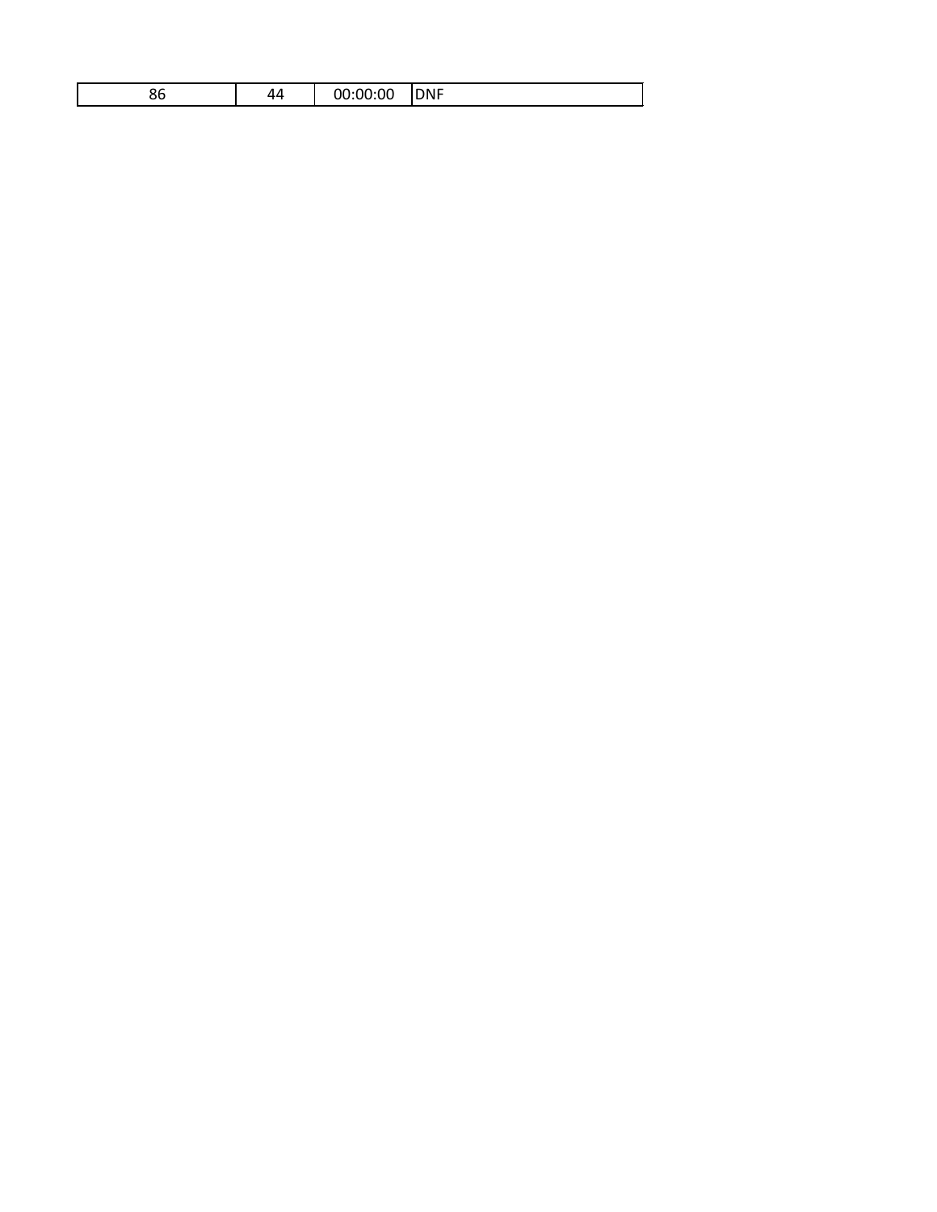| | | | |
|---|---|---|---|
| 86 | 44 | 00:00:00 | DNF |